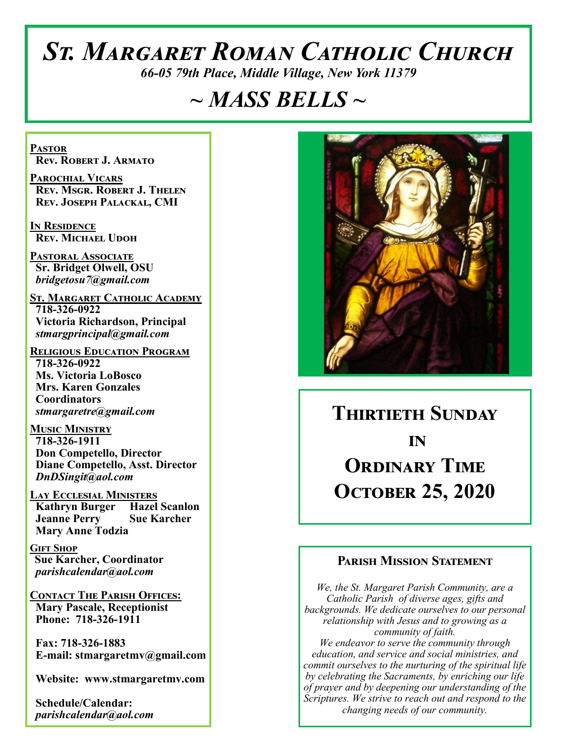# *St. Margaret Roman Catholic Church*

*66-05 79th Place, Middle Village, New York 11379*

# *~ MASS BELLS ~*

**Pastor**
**Rev. Robert J. Armato**

**Parochial Vicars**
**Rev. Msgr. Robert J. Thelen**
**Rev. Joseph Palackal, CMI**

**In Residence**
**Rev. Michael Udoh**

**Pastoral Associate**
**Sr. Bridget Olwell, OSU**
*bridgetosu7@gmail.com*

**St. Margaret Catholic Academy**
**718-326-0922**
**Victoria Richardson, Principal**
*stmargprincipal@gmail.com*

**Religious Education Program**
**718-326-0922**
**Ms. Victoria LoBosco**
**Mrs. Karen Gonzales**
**Coordinators**
*stmargaretre@gmail.com*

**Music Ministry**
**718-326-1911**
**Don Competello, Director**
**Diane Competello, Asst. Director**
*DnDSingit@aol.com*

**Lay Ecclesial Ministers**
**Kathryn Burger**
**Hazel Scanlon**
**Jeanne Perry**
**Sue Karcher**
**Mary Anne Todzia**

**Gift Shop**
**Sue Karcher, Coordinator**
*parishcalendar@aol.com*

**Contact The Parish Offices:**
**Mary Pascale, Receptionist**
**Phone: 718-326-1911**

**Fax: 718-326-1883**
**E-mail: stmargaretmv@gmail.com**

**Website: www.stmargaretmv.com**

**Schedule/Calendar:**
*parishcalendar@aol.com*

## Thirtieth Sunday in Ordinary Time
## October 25, 2020

### Parish Mission Statement

*We, the St. Margaret Parish Community, are a Catholic Parish of diverse ages, gifts and backgrounds. We dedicate ourselves to our personal relationship with Jesus and to growing as a community of faith.*
*We endeavor to serve the community through education, and service and social ministries, and commit ourselves to the nurturing of the spiritual life by celebrating the Sacraments, by enriching our life of prayer and by deepening our understanding of the Scriptures. We strive to reach out and respond to the changing needs of our community.*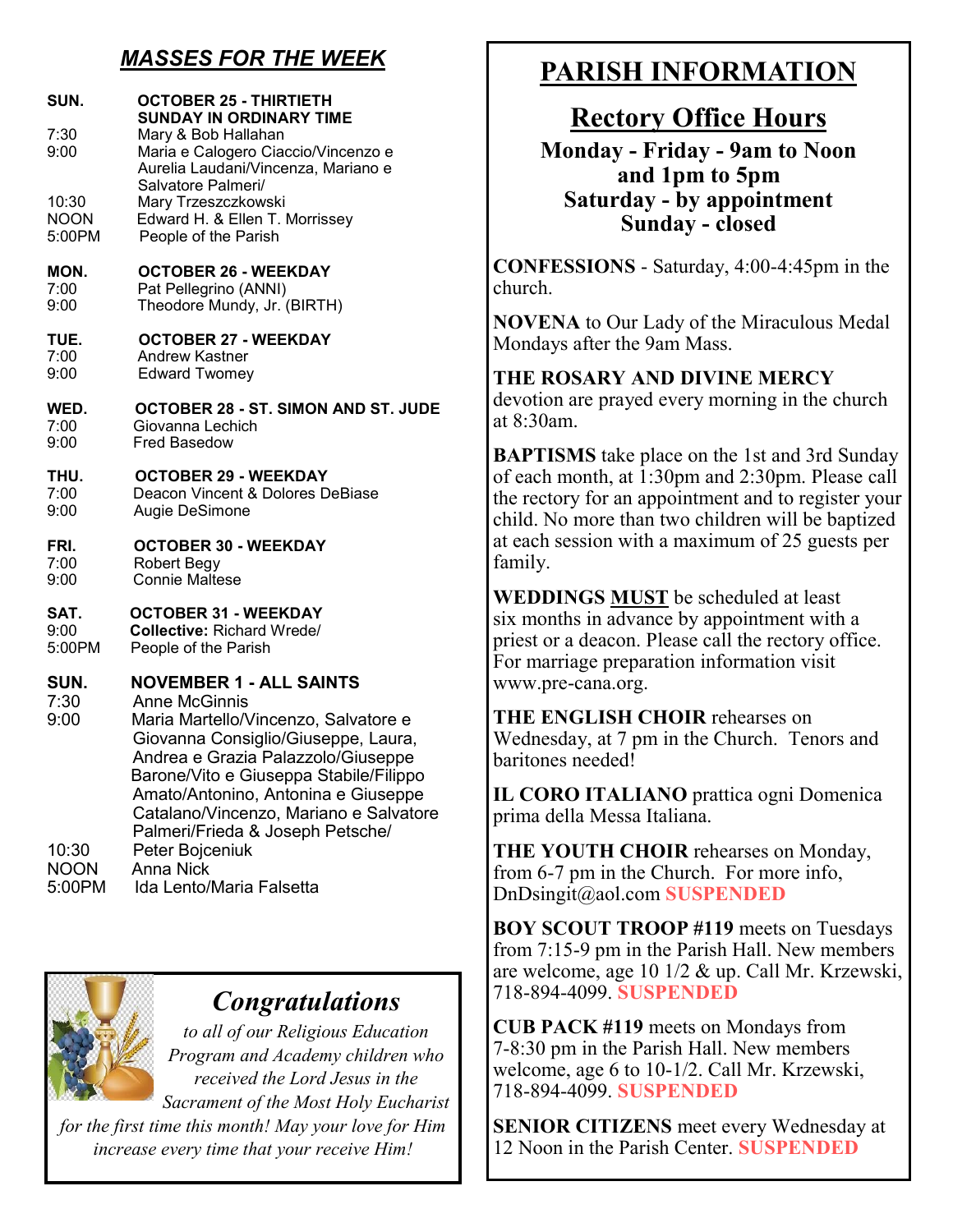## *MASSES FOR THE WEEK*

**SUN. OCTOBER 25 - THIRTIETH SUNDAY IN ORDINARY TIME**

7:30 Mary & Bob Hallahan
9:00 Maria e Calogero Ciaccio/Vincenzo e Aurelia Laudani/Vincenza, Mariano e Salvatore Palmeri/
10:30 Mary Trzeszczkowski
NOON Edward H. & Ellen T. Morrissey
5:00PM People of the Parish

**MON. OCTOBER 26 - WEEKDAY**

7:00 Pat Pellegrino (ANNI)
9:00 Theodore Mundy, Jr. (BIRTH)

**TUE. OCTOBER 27 - WEEKDAY**

7:00 Andrew Kastner
9:00 Edward Twomey

**WED. OCTOBER 28 - ST. SIMON AND ST. JUDE**

7:00 Giovanna Lechich
9:00 Fred Basedow

**THU. OCTOBER 29 - WEEKDAY**

7:00 Deacon Vincent & Dolores DeBiase
9:00 Augie DeSimone

**FRI. OCTOBER 30 - WEEKDAY**

7:00 Robert Begy
9:00 Connie Maltese

**SAT. OCTOBER 31 - WEEKDAY**

9:00 **Collective:** Richard Wrede/
5:00PM People of the Parish

**SUN. NOVEMBER 1 - ALL SAINTS**

7:30 Anne McGinnis
9:00 Maria Martello/Vincenzo, Salvatore e Giovanna Consiglio/Giuseppe, Laura, Andrea e Grazia Palazzolo/Giuseppe Barone/Vito e Giuseppa Stabile/Filippo Amato/Antonino, Antonina e Giuseppe Catalano/Vincenzo, Mariano e Salvatore Palmeri/Frieda & Joseph Petsche/
10:30 Peter Bojceniuk
NOON Anna Nick
5:00PM Ida Lento/Maria Falsetta

## *Congratulations*

*to all of our Religious Education Program and Academy children who received the Lord Jesus in the Sacrament of the Most Holy Eucharist for the first time this month! May your love for Him increase every time that your receive Him!*

# PARISH INFORMATION

## Rectory Office Hours

**Monday - Friday - 9am to Noon and 1pm to 5pm**
**Saturday - by appointment**
**Sunday - closed**

**CONFESSIONS** - Saturday, 4:00-4:45pm in the church.

**NOVENA** to Our Lady of the Miraculous Medal Mondays after the 9am Mass.

**THE ROSARY AND DIVINE MERCY** devotion are prayed every morning in the church at 8:30am.

**BAPTISMS** take place on the 1st and 3rd Sunday of each month, at 1:30pm and 2:30pm. Please call the rectory for an appointment and to register your child. No more than two children will be baptized at each session with a maximum of 25 guests per family.

**WEDDINGS MUST** be scheduled at least six months in advance by appointment with a priest or a deacon. Please call the rectory office. For marriage preparation information visit www.pre-cana.org.

**THE ENGLISH CHOIR** rehearses on Wednesday, at 7 pm in the Church. Tenors and baritones needed!

**IL CORO ITALIANO** prattica ogni Domenica prima della Messa Italiana.

**THE YOUTH CHOIR** rehearses on Monday, from 6-7 pm in the Church. For more info, DnDsingit@aol.com **SUSPENDED**

**BOY SCOUT TROOP #119** meets on Tuesdays from 7:15-9 pm in the Parish Hall. New members are welcome, age 10 1/2 & up. Call Mr. Krzewski, 718-894-4099. **SUSPENDED**

**CUB PACK #119** meets on Mondays from 7-8:30 pm in the Parish Hall. New members welcome, age 6 to 10-1/2. Call Mr. Krzewski, 718-894-4099. **SUSPENDED**

**SENIOR CITIZENS** meet every Wednesday at 12 Noon in the Parish Center. **SUSPENDED**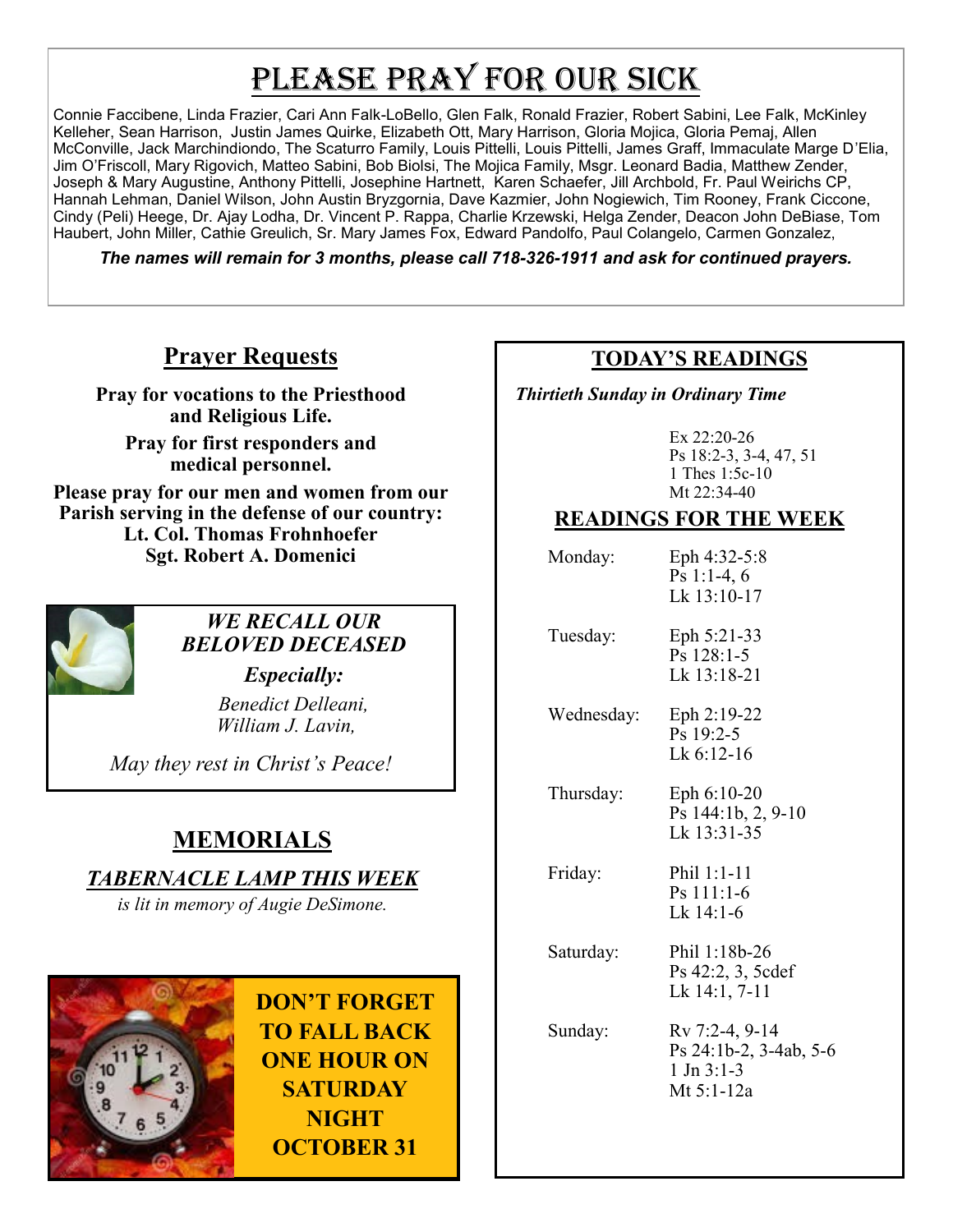# Please Pray for Our Sick

Connie Faccibene, Linda Frazier, Cari Ann Falk-LoBello, Glen Falk, Ronald Frazier, Robert Sabini, Lee Falk, McKinley Kelleher, Sean Harrison, Justin James Quirke, Elizabeth Ott, Mary Harrison, Gloria Mojica, Gloria Pemaj, Allen McConville, Jack Marchindiondo, The Scaturro Family, Louis Pittelli, Louis Pittelli, James Graff, Immaculate Marge D'Elia, Jim O'Friscoll, Mary Rigovich, Matteo Sabini, Bob Biolsi, The Mojica Family, Msgr. Leonard Badia, Matthew Zender, Joseph & Mary Augustine, Anthony Pittelli, Josephine Hartnett, Karen Schaefer, Jill Archbold, Fr. Paul Weirichs CP, Hannah Lehman, Daniel Wilson, John Austin Bryzgornia, Dave Kazmier, John Nogiewich, Tim Rooney, Frank Ciccone, Cindy (Peli) Heege, Dr. Ajay Lodha, Dr. Vincent P. Rappa, Charlie Krzewski, Helga Zender, Deacon John DeBiase, Tom Haubert, John Miller, Cathie Greulich, Sr. Mary James Fox, Edward Pandolfo, Paul Colangelo, Carmen Gonzalez,

***The names will remain for 3 months, please call 718-326-1911 and ask for continued prayers.***

## Prayer Requests

**Pray for vocations to the Priesthood and Religious Life.**

**Pray for first responders and medical personnel.**

**Please pray for our men and women from our Parish serving in the defense of our country:**
**Lt. Col. Thomas Frohnhoefer**
**Sgt. Robert A. Domenici**

### *WE RECALL OUR BELOVED DECEASED*

***Especially:***

*Benedict Delleani,*
*William J. Lavin,*

*May they rest in Christ's Peace!*

## MEMORIALS

### *TABERNACLE LAMP THIS WEEK*

*is lit in memory of Augie DeSimone.*

**DON'T FORGET TO FALL BACK ONE HOUR ON SATURDAY NIGHT OCTOBER 31**

## TODAY'S READINGS

*Thirtieth Sunday in Ordinary Time*

Ex 22:20-26
Ps 18:2-3, 3-4, 47, 51
1 Thes 1:5c-10
Mt 22:34-40

## READINGS FOR THE WEEK

| Day | Readings |
|---|---|
| Monday: | Eph 4:32-5:8<br>Ps 1:1-4, 6<br>Lk 13:10-17 |
| Tuesday: | Eph 5:21-33<br>Ps 128:1-5<br>Lk 13:18-21 |
| Wednesday: | Eph 2:19-22<br>Ps 19:2-5<br>Lk 6:12-16 |
| Thursday: | Eph 6:10-20<br>Ps 144:1b, 2, 9-10<br>Lk 13:31-35 |
| Friday: | Phil 1:1-11<br>Ps 111:1-6<br>Lk 14:1-6 |
| Saturday: | Phil 1:18b-26<br>Ps 42:2, 3, 5cdef<br>Lk 14:1, 7-11 |
| Sunday: | Rv 7:2-4, 9-14<br>Ps 24:1b-2, 3-4ab, 5-6<br>1 Jn 3:1-3<br>Mt 5:1-12a |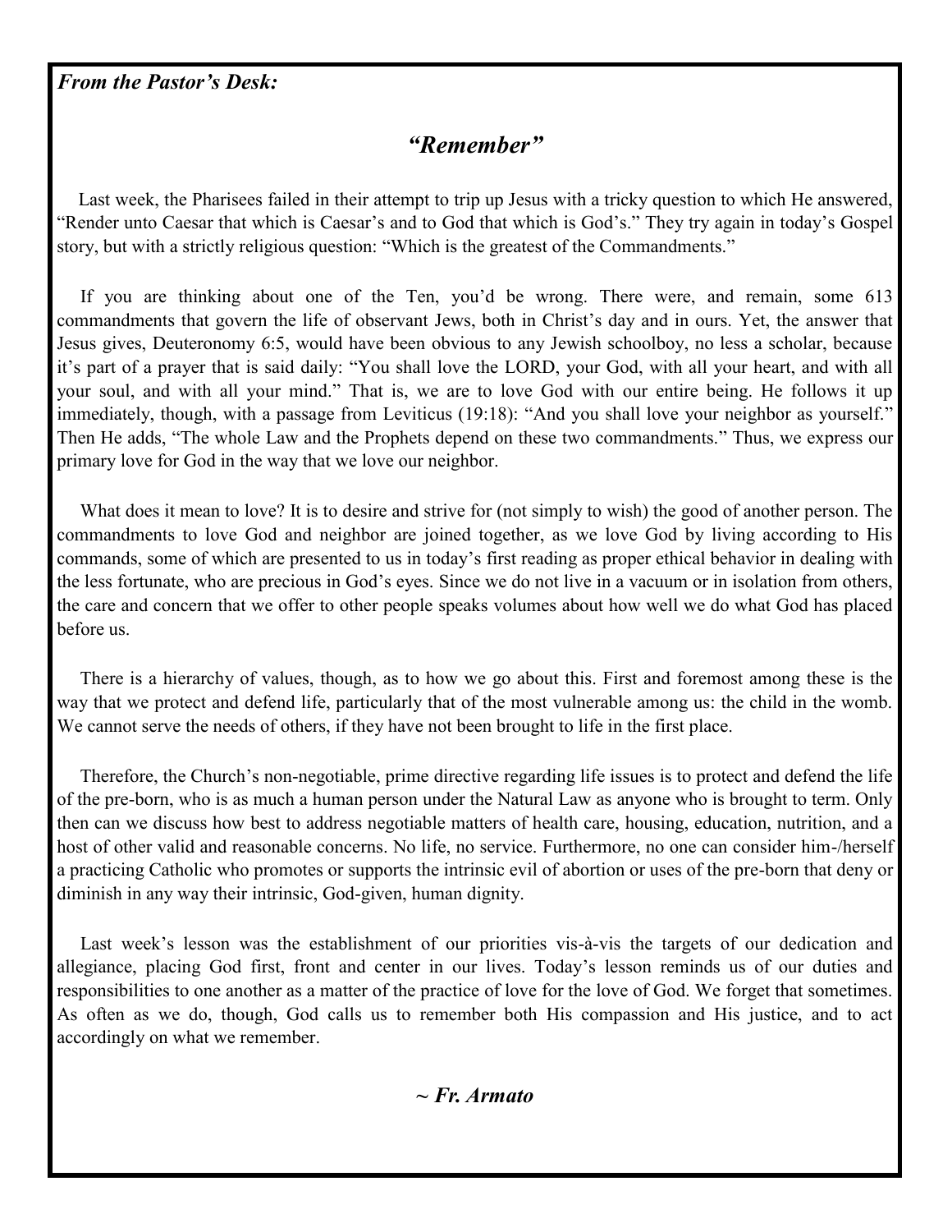***From the Pastor's Desk:***

## *"Remember"*

Last week, the Pharisees failed in their attempt to trip up Jesus with a tricky question to which He answered, "Render unto Caesar that which is Caesar's and to God that which is God's." They try again in today's Gospel story, but with a strictly religious question: "Which is the greatest of the Commandments."

If you are thinking about one of the Ten, you'd be wrong. There were, and remain, some 613 commandments that govern the life of observant Jews, both in Christ's day and in ours. Yet, the answer that Jesus gives, Deuteronomy 6:5, would have been obvious to any Jewish schoolboy, no less a scholar, because it's part of a prayer that is said daily: "You shall love the LORD, your God, with all your heart, and with all your soul, and with all your mind." That is, we are to love God with our entire being. He follows it up immediately, though, with a passage from Leviticus (19:18): "And you shall love your neighbor as yourself." Then He adds, "The whole Law and the Prophets depend on these two commandments." Thus, we express our primary love for God in the way that we love our neighbor.

What does it mean to love? It is to desire and strive for (not simply to wish) the good of another person. The commandments to love God and neighbor are joined together, as we love God by living according to His commands, some of which are presented to us in today's first reading as proper ethical behavior in dealing with the less fortunate, who are precious in God's eyes. Since we do not live in a vacuum or in isolation from others, the care and concern that we offer to other people speaks volumes about how well we do what God has placed before us.

There is a hierarchy of values, though, as to how we go about this. First and foremost among these is the way that we protect and defend life, particularly that of the most vulnerable among us: the child in the womb. We cannot serve the needs of others, if they have not been brought to life in the first place.

Therefore, the Church's non-negotiable, prime directive regarding life issues is to protect and defend the life of the pre-born, who is as much a human person under the Natural Law as anyone who is brought to term. Only then can we discuss how best to address negotiable matters of health care, housing, education, nutrition, and a host of other valid and reasonable concerns. No life, no service. Furthermore, no one can consider him-/herself a practicing Catholic who promotes or supports the intrinsic evil of abortion or uses of the pre-born that deny or diminish in any way their intrinsic, God-given, human dignity.

Last week's lesson was the establishment of our priorities vis-à-vis the targets of our dedication and allegiance, placing God first, front and center in our lives. Today's lesson reminds us of our duties and responsibilities to one another as a matter of the practice of love for the love of God. We forget that sometimes. As often as we do, though, God calls us to remember both His compassion and His justice, and to act accordingly on what we remember.

***~ Fr. Armato***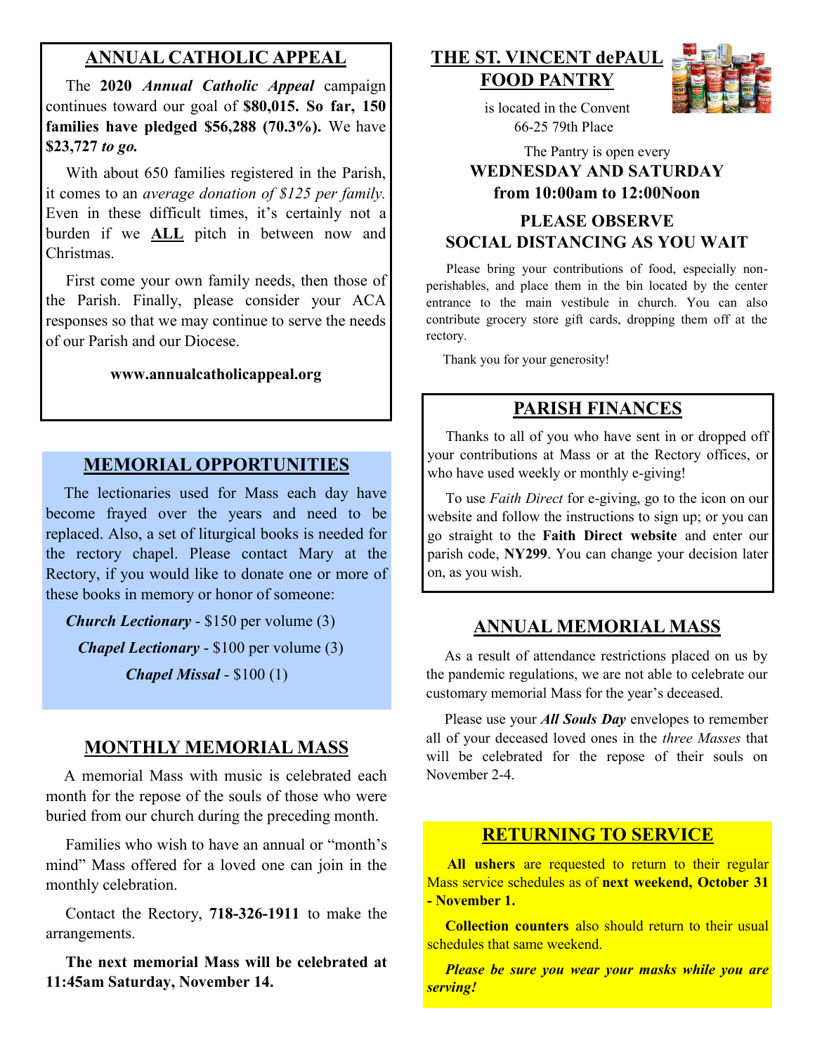## ANNUAL CATHOLIC APPEAL

The **2020 *Annual Catholic Appeal*** campaign continues toward our goal of **$80,015. So far, 150 families have pledged $56,288 (70.3%).** We have **$23,727 *to go.***

With about 650 families registered in the Parish, it comes to an *average donation of $125 per family.* Even in these difficult times, it's certainly not a burden if we **ALL** pitch in between now and Christmas.

First come your own family needs, then those of the Parish. Finally, please consider your ACA responses so that we may continue to serve the needs of our Parish and our Diocese.

**www.annualcatholicappeal.org**

## MEMORIAL OPPORTUNITIES

The lectionaries used for Mass each day have become frayed over the years and need to be replaced. Also, a set of liturgical books is needed for the rectory chapel. Please contact Mary at the Rectory, if you would like to donate one or more of these books in memory or honor of someone:

***Church Lectionary*** - $150 per volume (3)

***Chapel Lectionary*** - $100 per volume (3)

***Chapel Missal*** - $100 (1)

## MONTHLY MEMORIAL MASS

A memorial Mass with music is celebrated each month for the repose of the souls of those who were buried from our church during the preceding month.

Families who wish to have an annual or "month's mind" Mass offered for a loved one can join in the monthly celebration.

Contact the Rectory, **718-326-1911** to make the arrangements.

**The next memorial Mass will be celebrated at 11:45am Saturday, November 14.**

## THE ST. VINCENT dePAUL FOOD PANTRY

is located in the Convent
66-25 79th Place

The Pantry is open every
**WEDNESDAY AND SATURDAY**
**from 10:00am to 12:00Noon**

**PLEASE OBSERVE SOCIAL DISTANCING AS YOU WAIT**

Please bring your contributions of food, especially non-perishables, and place them in the bin located by the center entrance to the main vestibule in church. You can also contribute grocery store gift cards, dropping them off at the rectory.

Thank you for your generosity!

## PARISH FINANCES

Thanks to all of you who have sent in or dropped off your contributions at Mass or at the Rectory offices, or who have used weekly or monthly e-giving!

To use *Faith Direct* for e-giving, go to the icon on our website and follow the instructions to sign up; or you can go straight to the **Faith Direct website** and enter our parish code, **NY299**. You can change your decision later on, as you wish.

## ANNUAL MEMORIAL MASS

As a result of attendance restrictions placed on us by the pandemic regulations, we are not able to celebrate our customary memorial Mass for the year's deceased.

Please use your ***All Souls Day*** envelopes to remember all of your deceased loved ones in the *three Masses* that will be celebrated for the repose of their souls on November 2-4.

## RETURNING TO SERVICE

**All ushers** are requested to return to their regular Mass service schedules as of **next weekend, October 31 - November 1.**

**Collection counters** also should return to their usual schedules that same weekend.

***Please be sure you wear your masks while you are serving!***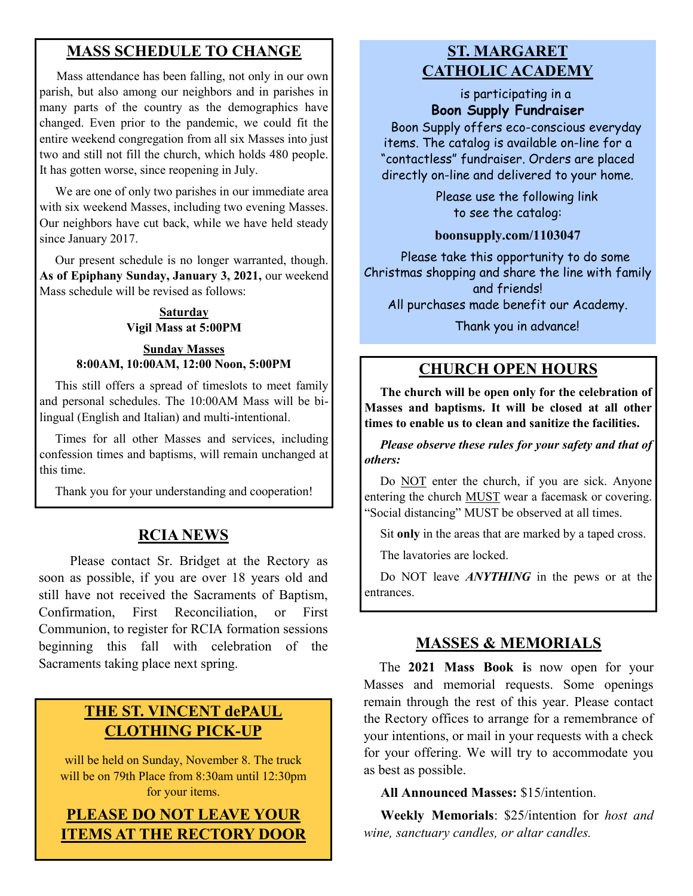## MASS SCHEDULE TO CHANGE

Mass attendance has been falling, not only in our own parish, but also among our neighbors and in parishes in many parts of the country as the demographics have changed. Even prior to the pandemic, we could fit the entire weekend congregation from all six Masses into just two and still not fill the church, which holds 480 people. It has gotten worse, since reopening in July.

We are one of only two parishes in our immediate area with six weekend Masses, including two evening Masses. Our neighbors have cut back, while we have held steady since January 2017.

Our present schedule is no longer warranted, though. **As of Epiphany Sunday, January 3, 2021,** our weekend Mass schedule will be revised as follows:

**Saturday**
**Vigil Mass at 5:00PM**

**Sunday Masses**
**8:00AM, 10:00AM, 12:00 Noon, 5:00PM**

This still offers a spread of timeslots to meet family and personal schedules. The 10:00AM Mass will be bi-lingual (English and Italian) and multi-intentional.

Times for all other Masses and services, including confession times and baptisms, will remain unchanged at this time.

Thank you for your understanding and cooperation!

## RCIA NEWS

Please contact Sr. Bridget at the Rectory as soon as possible, if you are over 18 years old and still have not received the Sacraments of Baptism, Confirmation, First Reconciliation, or First Communion, to register for RCIA formation sessions beginning this fall with celebration of the Sacraments taking place next spring.

## THE ST. VINCENT dePAUL CLOTHING PICK-UP

will be held on Sunday, November 8. The truck will be on 79th Place from 8:30am until 12:30pm for your items.

**PLEASE DO NOT LEAVE YOUR ITEMS AT THE RECTORY DOOR**

## ST. MARGARET CATHOLIC ACADEMY

is participating in a
**Boon Supply Fundraiser**

Boon Supply offers eco-conscious everyday items. The catalog is available on-line for a "contactless" fundraiser. Orders are placed directly on-line and delivered to your home.

Please use the following link to see the catalog:

**boonsupply.com/1103047**

Please take this opportunity to do some Christmas shopping and share the line with family and friends!
All purchases made benefit our Academy.

Thank you in advance!

## CHURCH OPEN HOURS

**The church will be open only for the celebration of Masses and baptisms. It will be closed at all other times to enable us to clean and sanitize the facilities.**

***Please observe these rules for your safety and that of others:***

Do NOT enter the church, if you are sick. Anyone entering the church MUST wear a facemask or covering. "Social distancing" MUST be observed at all times.

Sit **only** in the areas that are marked by a taped cross.

The lavatories are locked.

Do NOT leave ***ANYTHING*** in the pews or at the entrances.

## MASSES & MEMORIALS

The **2021 Mass Book i**s now open for your Masses and memorial requests. Some openings remain through the rest of this year. Please contact the Rectory offices to arrange for a remembrance of your intentions, or mail in your requests with a check for your offering. We will try to accommodate you as best as possible.

**All Announced Masses:** $15/intention.

**Weekly Memorials**: $25/intention for *host and wine, sanctuary candles, or altar candles.*